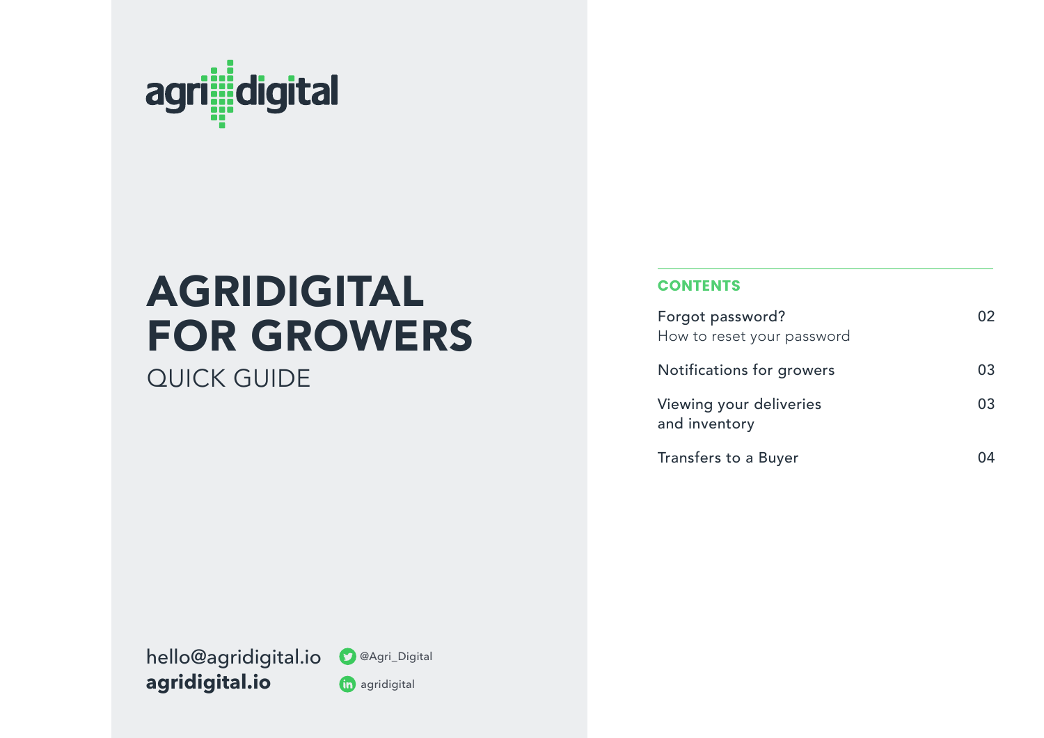agri digital

# AGRIDIGITAL FOR GROWERS

QUICK GUIDE

hello@agridigital.io
**agridigital.io**

@Agri_Digital
agridigital

## CONTENTS

| | |
|---|---|
| Forgot password? How to reset your password | 02 |
| Notifications for growers | 03 |
| Viewing your deliveries and inventory | 03 |
| Transfers to a Buyer | 04 |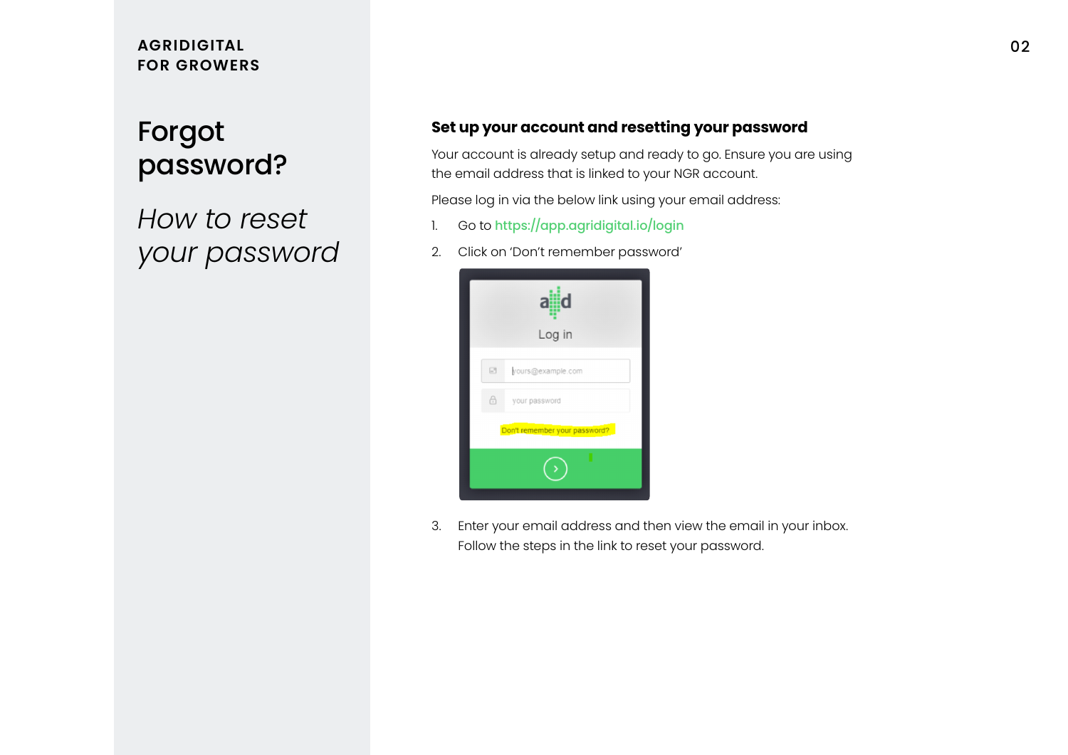AGRIDIGITAL
FOR GROWERS

# Forgot password?

*How to reset your password*

## Set up your account and resetting your password

Your account is already setup and ready to go. Ensure you are using the email address that is linked to your NGR account.

Please log in via the below link using your email address:

1. Go to https://app.agridigital.io/login
2. Click on 'Don't remember password'
3. Enter your email address and then view the email in your inbox. Follow the steps in the link to reset your password.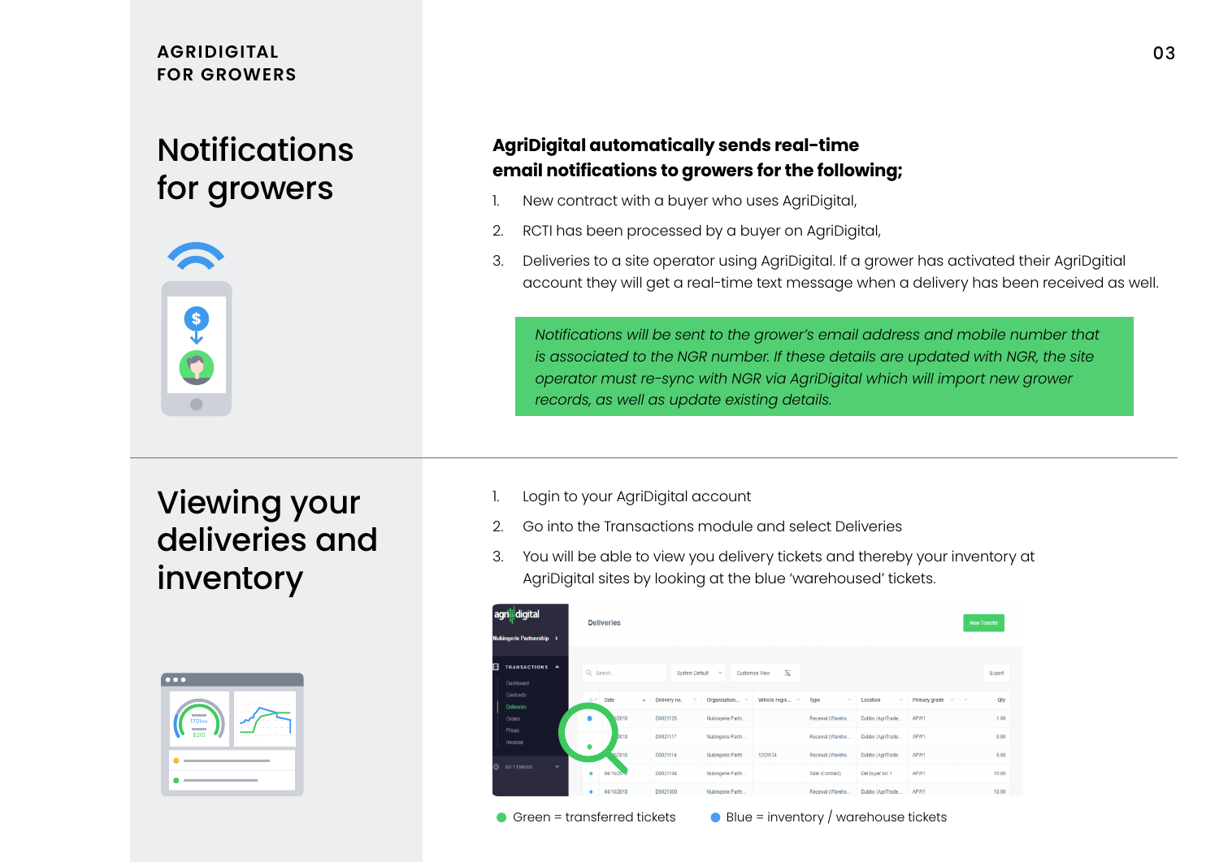AGRIDIGITAL FOR GROWERS

## Notifications for growers

**AgriDigital automatically sends real-time email notifications to growers for the following;**

1. New contract with a buyer who uses AgriDigital,
2. RCTI has been processed by a buyer on AgriDigital,
3. Deliveries to a site operator using AgriDigital. If a grower has activated their AgriDgitial account they will get a real-time text message when a delivery has been received as well.

*Notifications will be sent to the grower's email address and mobile number that is associated to the NGR number. If these details are updated with NGR, the site operator must re-sync with NGR via AgriDigital which will import new grower records, as well as update existing details.*

## Viewing your deliveries and inventory

1. Login to your AgriDigital account
2. Go into the Transactions module and select Deliveries
3. You will be able to view you delivery tickets and thereby your inventory at AgriDigital sites by looking at the blue 'warehoused' tickets.

Green = transferred tickets    Blue = inventory / warehouse tickets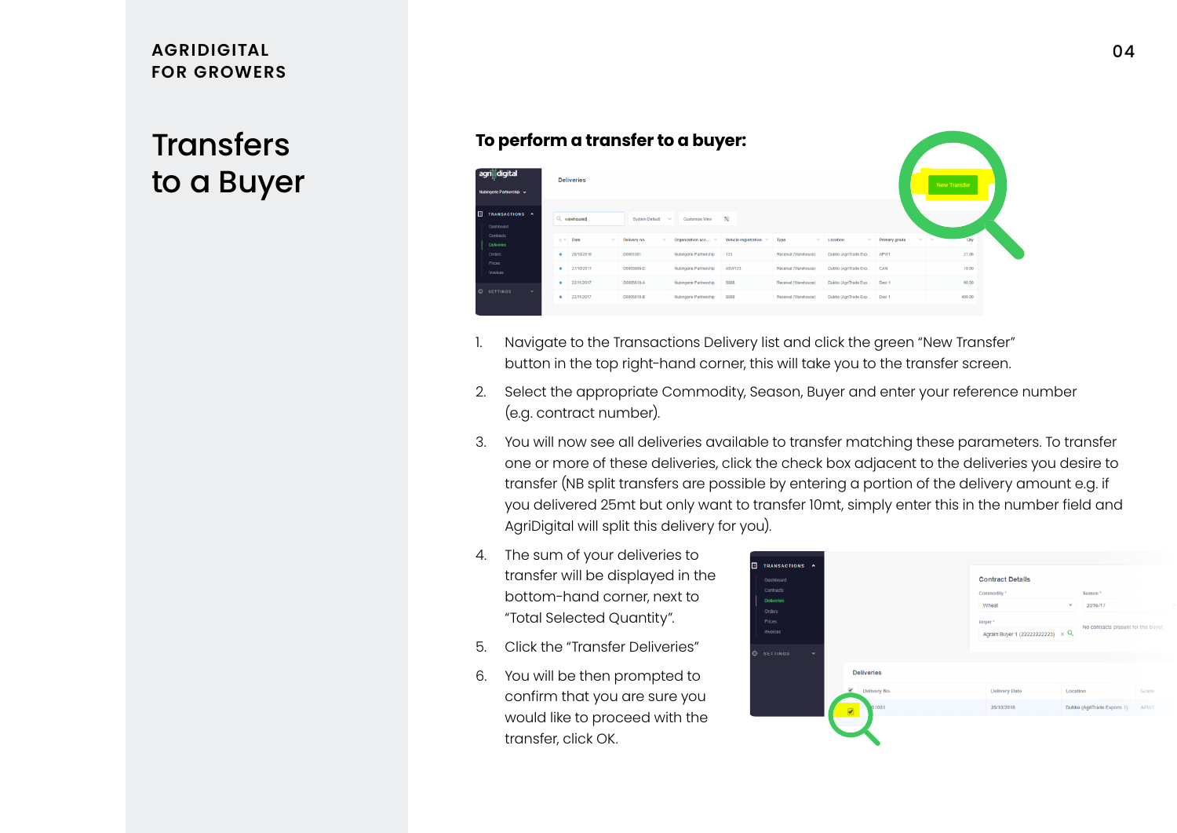AGRIDIGITAL FOR GROWERS

# Transfers to a Buyer

**To perform a transfer to a buyer:**

1. Navigate to the Transactions Delivery list and click the green "New Transfer" button in the top right-hand corner, this will take you to the transfer screen.
2. Select the appropriate Commodity, Season, Buyer and enter your reference number (e.g. contract number).
3. You will now see all deliveries available to transfer matching these parameters. To transfer one or more of these deliveries, click the check box adjacent to the deliveries you desire to transfer (NB split transfers are possible by entering a portion of the delivery amount e.g. if you delivered 25mt but only want to transfer 10mt, simply enter this in the number field and AgriDigital will split this delivery for you).
4. The sum of your deliveries to transfer will be displayed in the bottom-hand corner, next to "Total Selected Quantity".
5. Click the "Transfer Deliveries"
6. You will be then prompted to confirm that you are sure you would like to proceed with the transfer, click OK.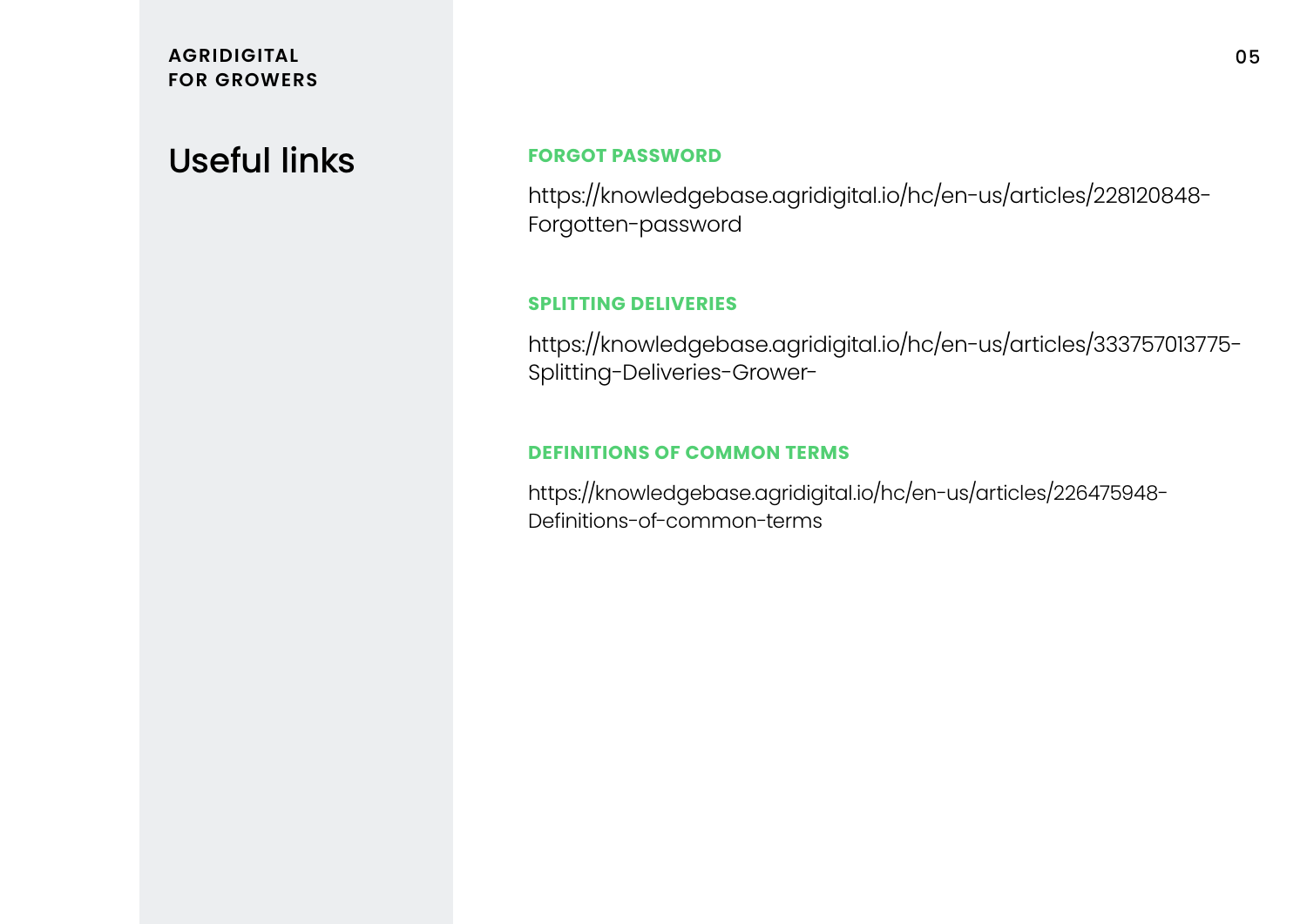## Useful links

### FORGOT PASSWORD

https://knowledgebase.agridigital.io/hc/en-us/articles/228120848-Forgotten-password

### SPLITTING DELIVERIES

https://knowledgebase.agridigital.io/hc/en-us/articles/333757013775-Splitting-Deliveries-Grower-

### DEFINITIONS OF COMMON TERMS

https://knowledgebase.agridigital.io/hc/en-us/articles/226475948-Definitions-of-common-terms